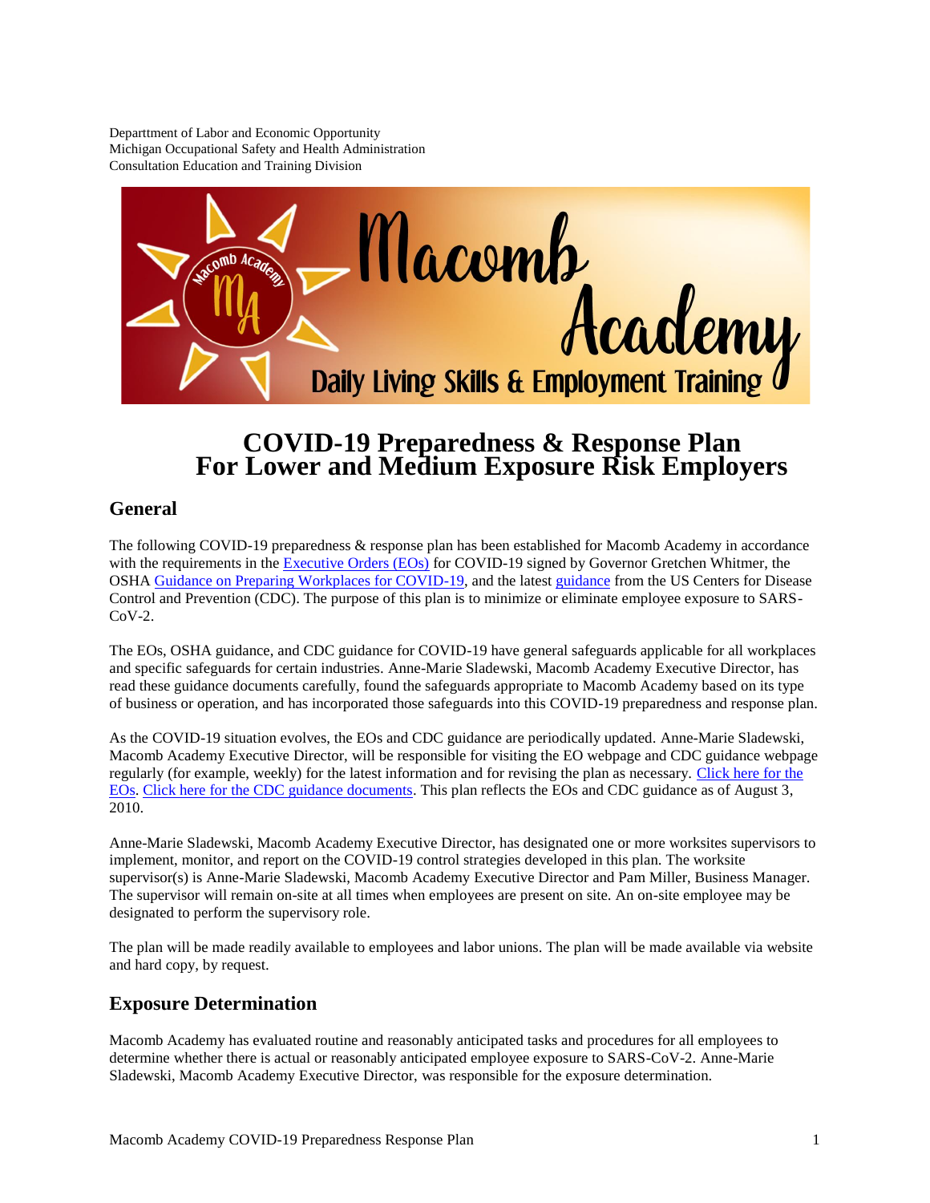Departtment of Labor and Economic Opportunity
Michigan Occupational Safety and Health Administration
Consultation Education and Training Division

# COVID-19 Preparedness & Response Plan For Lower and Medium Exposure Risk Employers

## General

The following COVID-19 preparedness & response plan has been established for Macomb Academy in accordance with the requirements in the Executive Orders (EOs) for COVID-19 signed by Governor Gretchen Whitmer, the OSHA Guidance on Preparing Workplaces for COVID-19, and the latest guidance from the US Centers for Disease Control and Prevention (CDC). The purpose of this plan is to minimize or eliminate employee exposure to SARS-CoV-2.

The EOs, OSHA guidance, and CDC guidance for COVID-19 have general safeguards applicable for all workplaces and specific safeguards for certain industries. Anne-Marie Sladewski, Macomb Academy Executive Director, has read these guidance documents carefully, found the safeguards appropriate to Macomb Academy based on its type of business or operation, and has incorporated those safeguards into this COVID-19 preparedness and response plan.

As the COVID-19 situation evolves, the EOs and CDC guidance are periodically updated. Anne-Marie Sladewski, Macomb Academy Executive Director, will be responsible for visiting the EO webpage and CDC guidance webpage regularly (for example, weekly) for the latest information and for revising the plan as necessary. Click here for the EOs. Click here for the CDC guidance documents. This plan reflects the EOs and CDC guidance as of August 3, 2010.

Anne-Marie Sladewski, Macomb Academy Executive Director, has designated one or more worksites supervisors to implement, monitor, and report on the COVID-19 control strategies developed in this plan. The worksite supervisor(s) is Anne-Marie Sladewski, Macomb Academy Executive Director and Pam Miller, Business Manager. The supervisor will remain on-site at all times when employees are present on site. An on-site employee may be designated to perform the supervisory role.

The plan will be made readily available to employees and labor unions. The plan will be made available via website and hard copy, by request.

## Exposure Determination

Macomb Academy has evaluated routine and reasonably anticipated tasks and procedures for all employees to determine whether there is actual or reasonably anticipated employee exposure to SARS-CoV-2. Anne-Marie Sladewski, Macomb Academy Executive Director, was responsible for the exposure determination.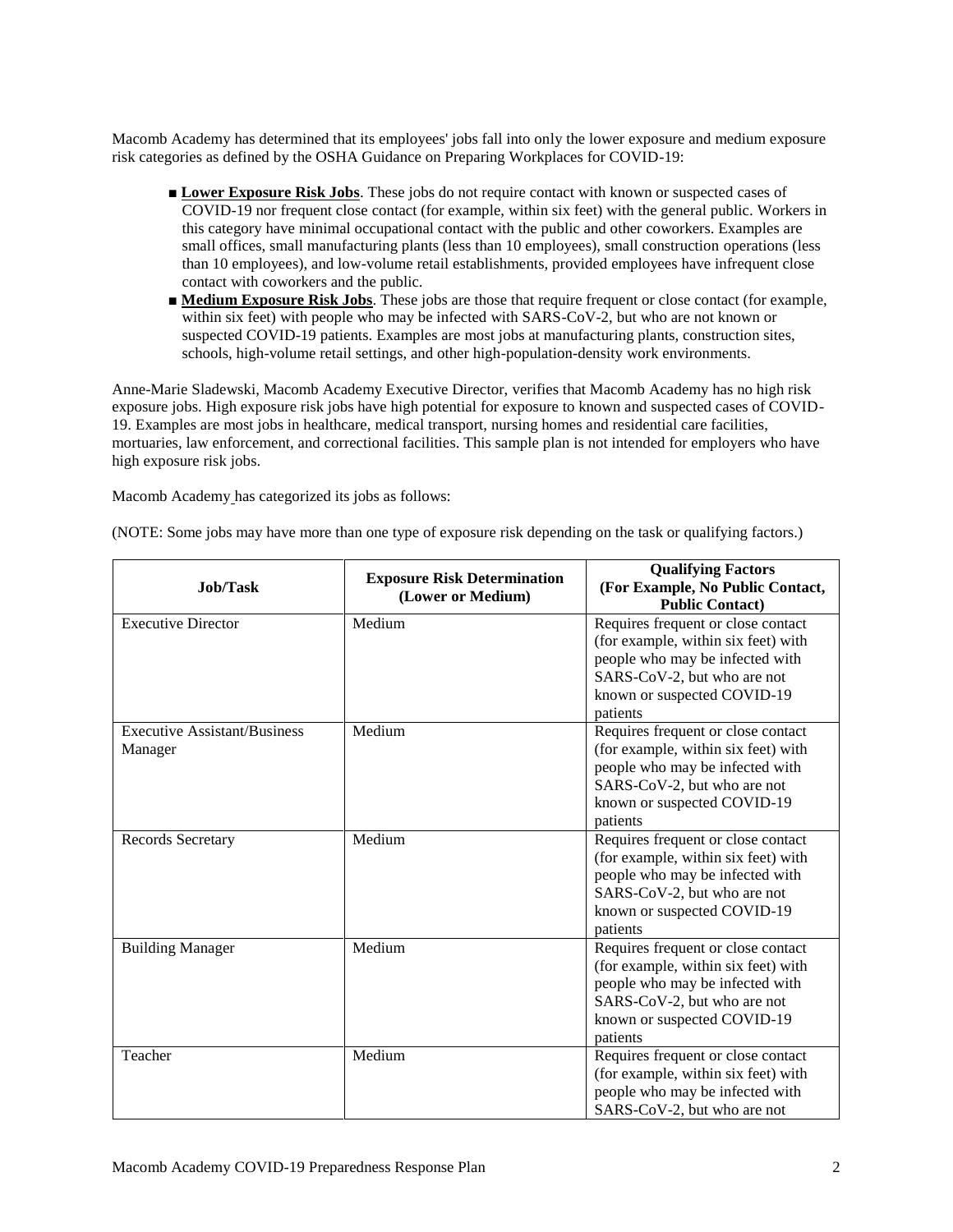Macomb Academy has determined that its employees' jobs fall into only the lower exposure and medium exposure risk categories as defined by the OSHA Guidance on Preparing Workplaces for COVID-19:

- **Lower Exposure Risk Jobs**. These jobs do not require contact with known or suspected cases of COVID-19 nor frequent close contact (for example, within six feet) with the general public. Workers in this category have minimal occupational contact with the public and other coworkers. Examples are small offices, small manufacturing plants (less than 10 employees), small construction operations (less than 10 employees), and low-volume retail establishments, provided employees have infrequent close contact with coworkers and the public.
- **Medium Exposure Risk Jobs**. These jobs are those that require frequent or close contact (for example, within six feet) with people who may be infected with SARS-CoV-2, but who are not known or suspected COVID-19 patients. Examples are most jobs at manufacturing plants, construction sites, schools, high-volume retail settings, and other high-population-density work environments.

Anne-Marie Sladewski, Macomb Academy Executive Director, verifies that Macomb Academy has no high risk exposure jobs. High exposure risk jobs have high potential for exposure to known and suspected cases of COVID-19. Examples are most jobs in healthcare, medical transport, nursing homes and residential care facilities, mortuaries, law enforcement, and correctional facilities. This sample plan is not intended for employers who have high exposure risk jobs.

Macomb Academy has categorized its jobs as follows:

(NOTE: Some jobs may have more than one type of exposure risk depending on the task or qualifying factors.)

| Job/Task | Exposure Risk Determination (Lower or Medium) | Qualifying Factors (For Example, No Public Contact, Public Contact) |
|---|---|---|
| Executive Director | Medium | Requires frequent or close contact (for example, within six feet) with people who may be infected with SARS-CoV-2, but who are not known or suspected COVID-19 patients |
| Executive Assistant/Business Manager | Medium | Requires frequent or close contact (for example, within six feet) with people who may be infected with SARS-CoV-2, but who are not known or suspected COVID-19 patients |
| Records Secretary | Medium | Requires frequent or close contact (for example, within six feet) with people who may be infected with SARS-CoV-2, but who are not known or suspected COVID-19 patients |
| Building Manager | Medium | Requires frequent or close contact (for example, within six feet) with people who may be infected with SARS-CoV-2, but who are not known or suspected COVID-19 patients |
| Teacher | Medium | Requires frequent or close contact (for example, within six feet) with people who may be infected with SARS-CoV-2, but who are not |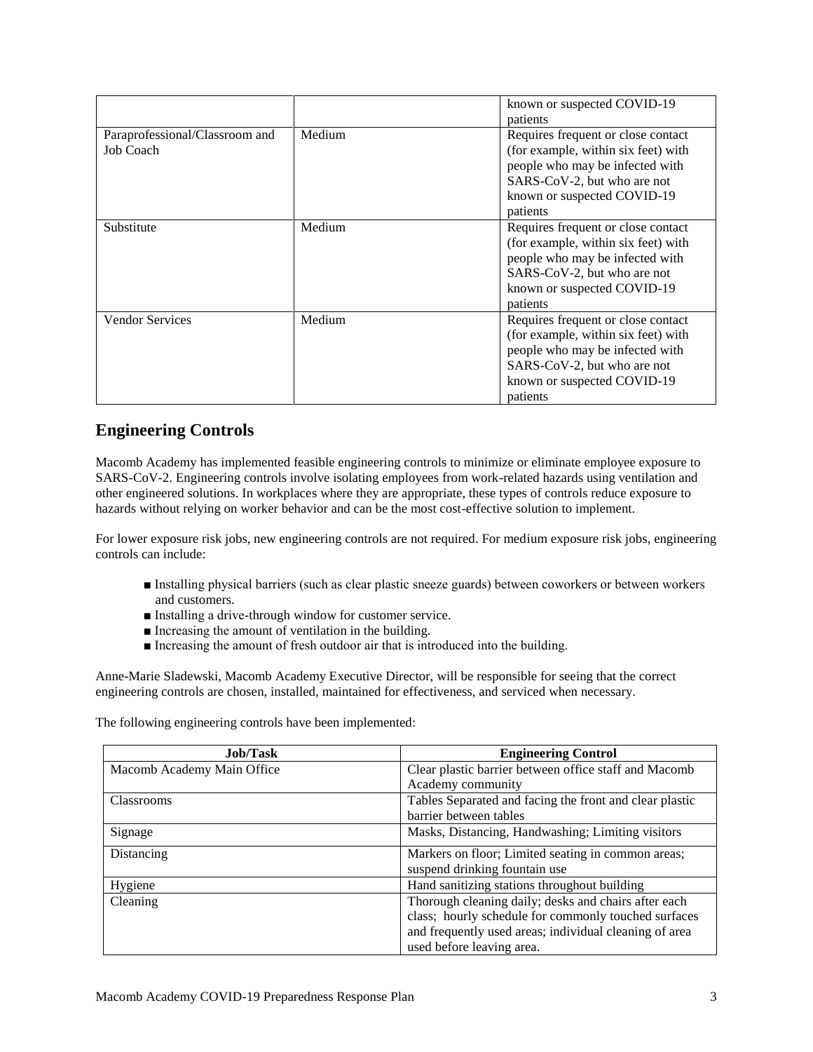| | | known or suspected COVID-19 patients |
|---|---|---|
| Paraprofessional/Classroom and Job Coach | Medium | Requires frequent or close contact (for example, within six feet) with people who may be infected with SARS-CoV-2, but who are not known or suspected COVID-19 patients |
| Substitute | Medium | Requires frequent or close contact (for example, within six feet) with people who may be infected with SARS-CoV-2, but who are not known or suspected COVID-19 patients |
| Vendor Services | Medium | Requires frequent or close contact (for example, within six feet) with people who may be infected with SARS-CoV-2, but who are not known or suspected COVID-19 patients |

## Engineering Controls

Macomb Academy has implemented feasible engineering controls to minimize or eliminate employee exposure to SARS-CoV-2. Engineering controls involve isolating employees from work-related hazards using ventilation and other engineered solutions. In workplaces where they are appropriate, these types of controls reduce exposure to hazards without relying on worker behavior and can be the most cost-effective solution to implement.

For lower exposure risk jobs, new engineering controls are not required. For medium exposure risk jobs, engineering controls can include:

- Installing physical barriers (such as clear plastic sneeze guards) between coworkers or between workers and customers.
- Installing a drive-through window for customer service.
- Increasing the amount of ventilation in the building.
- Increasing the amount of fresh outdoor air that is introduced into the building.

Anne-Marie Sladewski, Macomb Academy Executive Director, will be responsible for seeing that the correct engineering controls are chosen, installed, maintained for effectiveness, and serviced when necessary.

The following engineering controls have been implemented:

| Job/Task | Engineering Control |
|---|---|
| Macomb Academy Main Office | Clear plastic barrier between office staff and Macomb Academy community |
| Classrooms | Tables Separated and facing the front and clear plastic barrier between tables |
| Signage | Masks, Distancing, Handwashing; Limiting visitors |
| Distancing | Markers on floor; Limited seating in common areas; suspend drinking fountain use |
| Hygiene | Hand sanitizing stations throughout building |
| Cleaning | Thorough cleaning daily; desks and chairs after each class; hourly schedule for commonly touched surfaces and frequently used areas; individual cleaning of area used before leaving area. |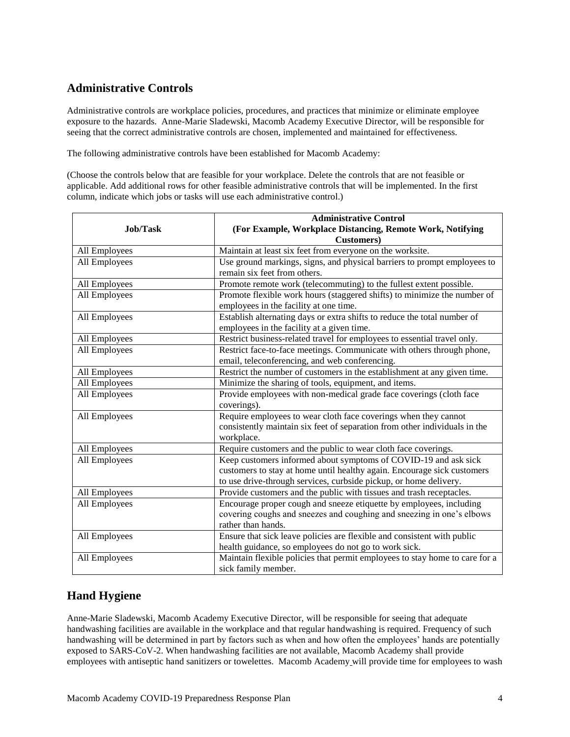## Administrative Controls

Administrative controls are workplace policies, procedures, and practices that minimize or eliminate employee exposure to the hazards. Anne-Marie Sladewski, Macomb Academy Executive Director, will be responsible for seeing that the correct administrative controls are chosen, implemented and maintained for effectiveness.

The following administrative controls have been established for Macomb Academy:

(Choose the controls below that are feasible for your workplace. Delete the controls that are not feasible or applicable. Add additional rows for other feasible administrative controls that will be implemented. In the first column, indicate which jobs or tasks will use each administrative control.)

| Job/Task | Administrative Control (For Example, Workplace Distancing, Remote Work, Notifying Customers) |
|---|---|
| All Employees | Maintain at least six feet from everyone on the worksite. |
| All Employees | Use ground markings, signs, and physical barriers to prompt employees to remain six feet from others. |
| All Employees | Promote remote work (telecommuting) to the fullest extent possible. |
| All Employees | Promote flexible work hours (staggered shifts) to minimize the number of employees in the facility at one time. |
| All Employees | Establish alternating days or extra shifts to reduce the total number of employees in the facility at a given time. |
| All Employees | Restrict business-related travel for employees to essential travel only. |
| All Employees | Restrict face-to-face meetings. Communicate with others through phone, email, teleconferencing, and web conferencing. |
| All Employees | Restrict the number of customers in the establishment at any given time. |
| All Employees | Minimize the sharing of tools, equipment, and items. |
| All Employees | Provide employees with non-medical grade face coverings (cloth face coverings). |
| All Employees | Require employees to wear cloth face coverings when they cannot consistently maintain six feet of separation from other individuals in the workplace. |
| All Employees | Require customers and the public to wear cloth face coverings. |
| All Employees | Keep customers informed about symptoms of COVID-19 and ask sick customers to stay at home until healthy again. Encourage sick customers to use drive-through services, curbside pickup, or home delivery. |
| All Employees | Provide customers and the public with tissues and trash receptacles. |
| All Employees | Encourage proper cough and sneeze etiquette by employees, including covering coughs and sneezes and coughing and sneezing in one's elbows rather than hands. |
| All Employees | Ensure that sick leave policies are flexible and consistent with public health guidance, so employees do not go to work sick. |
| All Employees | Maintain flexible policies that permit employees to stay home to care for a sick family member. |

## Hand Hygiene

Anne-Marie Sladewski, Macomb Academy Executive Director, will be responsible for seeing that adequate handwashing facilities are available in the workplace and that regular handwashing is required. Frequency of such handwashing will be determined in part by factors such as when and how often the employees' hands are potentially exposed to SARS-CoV-2. When handwashing facilities are not available, Macomb Academy shall provide employees with antiseptic hand sanitizers or towelettes. Macomb Academy will provide time for employees to wash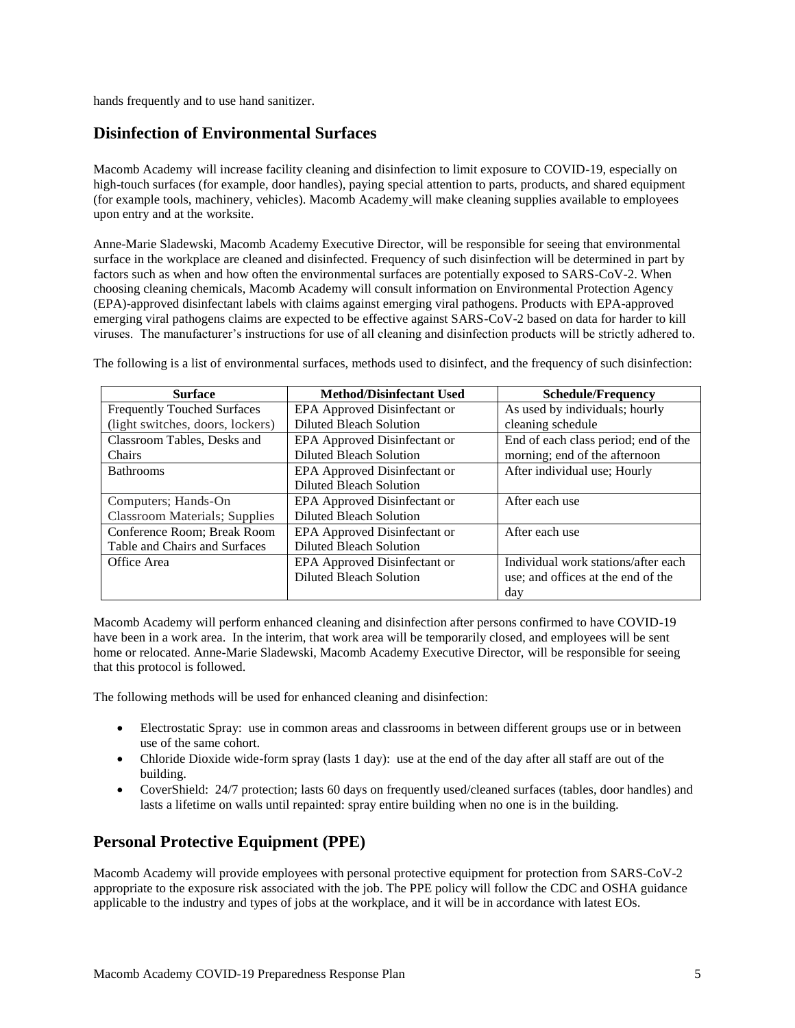hands frequently and to use hand sanitizer.

## Disinfection of Environmental Surfaces

Macomb Academy will increase facility cleaning and disinfection to limit exposure to COVID-19, especially on high-touch surfaces (for example, door handles), paying special attention to parts, products, and shared equipment (for example tools, machinery, vehicles). Macomb Academy will make cleaning supplies available to employees upon entry and at the worksite.

Anne-Marie Sladewski, Macomb Academy Executive Director, will be responsible for seeing that environmental surface in the workplace are cleaned and disinfected. Frequency of such disinfection will be determined in part by factors such as when and how often the environmental surfaces are potentially exposed to SARS-CoV-2. When choosing cleaning chemicals, Macomb Academy will consult information on Environmental Protection Agency (EPA)-approved disinfectant labels with claims against emerging viral pathogens. Products with EPA-approved emerging viral pathogens claims are expected to be effective against SARS-CoV-2 based on data for harder to kill viruses. The manufacturer's instructions for use of all cleaning and disinfection products will be strictly adhered to.

The following is a list of environmental surfaces, methods used to disinfect, and the frequency of such disinfection:

| Surface | Method/Disinfectant Used | Schedule/Frequency |
|---|---|---|
| Frequently Touched Surfaces (light switches, doors, lockers) | EPA Approved Disinfectant or Diluted Bleach Solution | As used by individuals; hourly cleaning schedule |
| Classroom Tables, Desks and Chairs | EPA Approved Disinfectant or Diluted Bleach Solution | End of each class period; end of the morning; end of the afternoon |
| Bathrooms | EPA Approved Disinfectant or Diluted Bleach Solution | After individual use; Hourly |
| Computers; Hands-On Classroom Materials; Supplies | EPA Approved Disinfectant or Diluted Bleach Solution | After each use |
| Conference Room; Break Room Table and Chairs and Surfaces | EPA Approved Disinfectant or Diluted Bleach Solution | After each use |
| Office Area | EPA Approved Disinfectant or Diluted Bleach Solution | Individual work stations/after each use; and offices at the end of the day |

Macomb Academy will perform enhanced cleaning and disinfection after persons confirmed to have COVID-19 have been in a work area. In the interim, that work area will be temporarily closed, and employees will be sent home or relocated. Anne-Marie Sladewski, Macomb Academy Executive Director, will be responsible for seeing that this protocol is followed.

The following methods will be used for enhanced cleaning and disinfection:

- Electrostatic Spray: use in common areas and classrooms in between different groups use or in between use of the same cohort.
- Chloride Dioxide wide-form spray (lasts 1 day): use at the end of the day after all staff are out of the building.
- CoverShield: 24/7 protection; lasts 60 days on frequently used/cleaned surfaces (tables, door handles) and lasts a lifetime on walls until repainted: spray entire building when no one is in the building.

## Personal Protective Equipment (PPE)

Macomb Academy will provide employees with personal protective equipment for protection from SARS-CoV-2 appropriate to the exposure risk associated with the job. The PPE policy will follow the CDC and OSHA guidance applicable to the industry and types of jobs at the workplace, and it will be in accordance with latest EOs.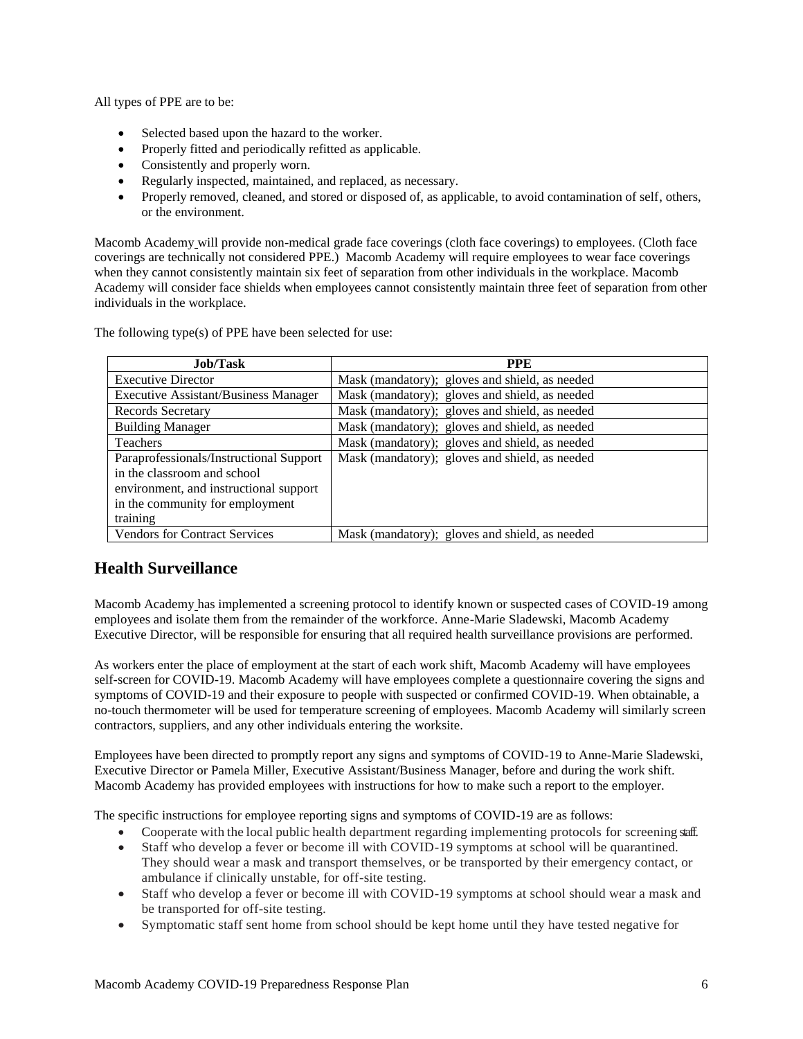All types of PPE are to be:

- Selected based upon the hazard to the worker.
- Properly fitted and periodically refitted as applicable.
- Consistently and properly worn.
- Regularly inspected, maintained, and replaced, as necessary.
- Properly removed, cleaned, and stored or disposed of, as applicable, to avoid contamination of self, others, or the environment.

Macomb Academy will provide non-medical grade face coverings (cloth face coverings) to employees. (Cloth face coverings are technically not considered PPE.) Macomb Academy will require employees to wear face coverings when they cannot consistently maintain six feet of separation from other individuals in the workplace. Macomb Academy will consider face shields when employees cannot consistently maintain three feet of separation from other individuals in the workplace.

The following type(s) of PPE have been selected for use:

| Job/Task | PPE |
|---|---|
| Executive Director | Mask (mandatory); gloves and shield, as needed |
| Executive Assistant/Business Manager | Mask (mandatory); gloves and shield, as needed |
| Records Secretary | Mask (mandatory); gloves and shield, as needed |
| Building Manager | Mask (mandatory); gloves and shield, as needed |
| Teachers | Mask (mandatory); gloves and shield, as needed |
| Paraprofessionals/Instructional Support in the classroom and school environment, and instructional support in the community for employment training | Mask (mandatory); gloves and shield, as needed |
| Vendors for Contract Services | Mask (mandatory); gloves and shield, as needed |

## Health Surveillance

Macomb Academy has implemented a screening protocol to identify known or suspected cases of COVID-19 among employees and isolate them from the remainder of the workforce. Anne-Marie Sladewski, Macomb Academy Executive Director, will be responsible for ensuring that all required health surveillance provisions are performed.

As workers enter the place of employment at the start of each work shift, Macomb Academy will have employees self-screen for COVID-19. Macomb Academy will have employees complete a questionnaire covering the signs and symptoms of COVID-19 and their exposure to people with suspected or confirmed COVID-19. When obtainable, a no-touch thermometer will be used for temperature screening of employees. Macomb Academy will similarly screen contractors, suppliers, and any other individuals entering the worksite.

Employees have been directed to promptly report any signs and symptoms of COVID-19 to Anne-Marie Sladewski, Executive Director or Pamela Miller, Executive Assistant/Business Manager, before and during the work shift. Macomb Academy has provided employees with instructions for how to make such a report to the employer.

The specific instructions for employee reporting signs and symptoms of COVID-19 are as follows:

- Cooperate with the local public health department regarding implementing protocols for screening staff.
- Staff who develop a fever or become ill with COVID-19 symptoms at school will be quarantined. They should wear a mask and transport themselves, or be transported by their emergency contact, or ambulance if clinically unstable, for off-site testing.
- Staff who develop a fever or become ill with COVID-19 symptoms at school should wear a mask and be transported for off-site testing.
- Symptomatic staff sent home from school should be kept home until they have tested negative for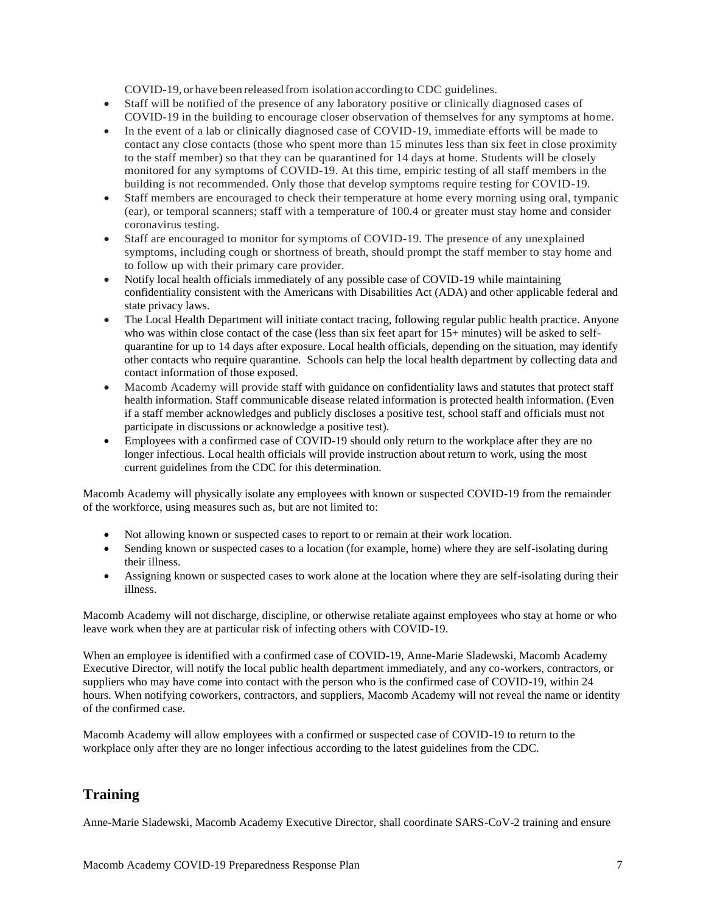COVID-19, or have been released from isolation according to CDC guidelines.

- Staff will be notified of the presence of any laboratory positive or clinically diagnosed cases of COVID-19 in the building to encourage closer observation of themselves for any symptoms at home.
- In the event of a lab or clinically diagnosed case of COVID-19, immediate efforts will be made to contact any close contacts (those who spent more than 15 minutes less than six feet in close proximity to the staff member) so that they can be quarantined for 14 days at home. Students will be closely monitored for any symptoms of COVID-19. At this time, empiric testing of all staff members in the building is not recommended. Only those that develop symptoms require testing for COVID-19.
- Staff members are encouraged to check their temperature at home every morning using oral, tympanic (ear), or temporal scanners; staff with a temperature of 100.4 or greater must stay home and consider coronavirus testing.
- Staff are encouraged to monitor for symptoms of COVID-19. The presence of any unexplained symptoms, including cough or shortness of breath, should prompt the staff member to stay home and to follow up with their primary care provider.
- Notify local health officials immediately of any possible case of COVID-19 while maintaining confidentiality consistent with the Americans with Disabilities Act (ADA) and other applicable federal and state privacy laws.
- The Local Health Department will initiate contact tracing, following regular public health practice. Anyone who was within close contact of the case (less than six feet apart for 15+ minutes) will be asked to self-quarantine for up to 14 days after exposure. Local health officials, depending on the situation, may identify other contacts who require quarantine. Schools can help the local health department by collecting data and contact information of those exposed.
- Macomb Academy will provide staff with guidance on confidentiality laws and statutes that protect staff health information. Staff communicable disease related information is protected health information. (Even if a staff member acknowledges and publicly discloses a positive test, school staff and officials must not participate in discussions or acknowledge a positive test).
- Employees with a confirmed case of COVID-19 should only return to the workplace after they are no longer infectious. Local health officials will provide instruction about return to work, using the most current guidelines from the CDC for this determination.

Macomb Academy will physically isolate any employees with known or suspected COVID-19 from the remainder of the workforce, using measures such as, but are not limited to:

- Not allowing known or suspected cases to report to or remain at their work location.
- Sending known or suspected cases to a location (for example, home) where they are self-isolating during their illness.
- Assigning known or suspected cases to work alone at the location where they are self-isolating during their illness.

Macomb Academy will not discharge, discipline, or otherwise retaliate against employees who stay at home or who leave work when they are at particular risk of infecting others with COVID-19.

When an employee is identified with a confirmed case of COVID-19, Anne-Marie Sladewski, Macomb Academy Executive Director, will notify the local public health department immediately, and any co-workers, contractors, or suppliers who may have come into contact with the person who is the confirmed case of COVID-19, within 24 hours. When notifying coworkers, contractors, and suppliers, Macomb Academy will not reveal the name or identity of the confirmed case.

Macomb Academy will allow employees with a confirmed or suspected case of COVID-19 to return to the workplace only after they are no longer infectious according to the latest guidelines from the CDC.

## Training

Anne-Marie Sladewski, Macomb Academy Executive Director, shall coordinate SARS-CoV-2 training and ensure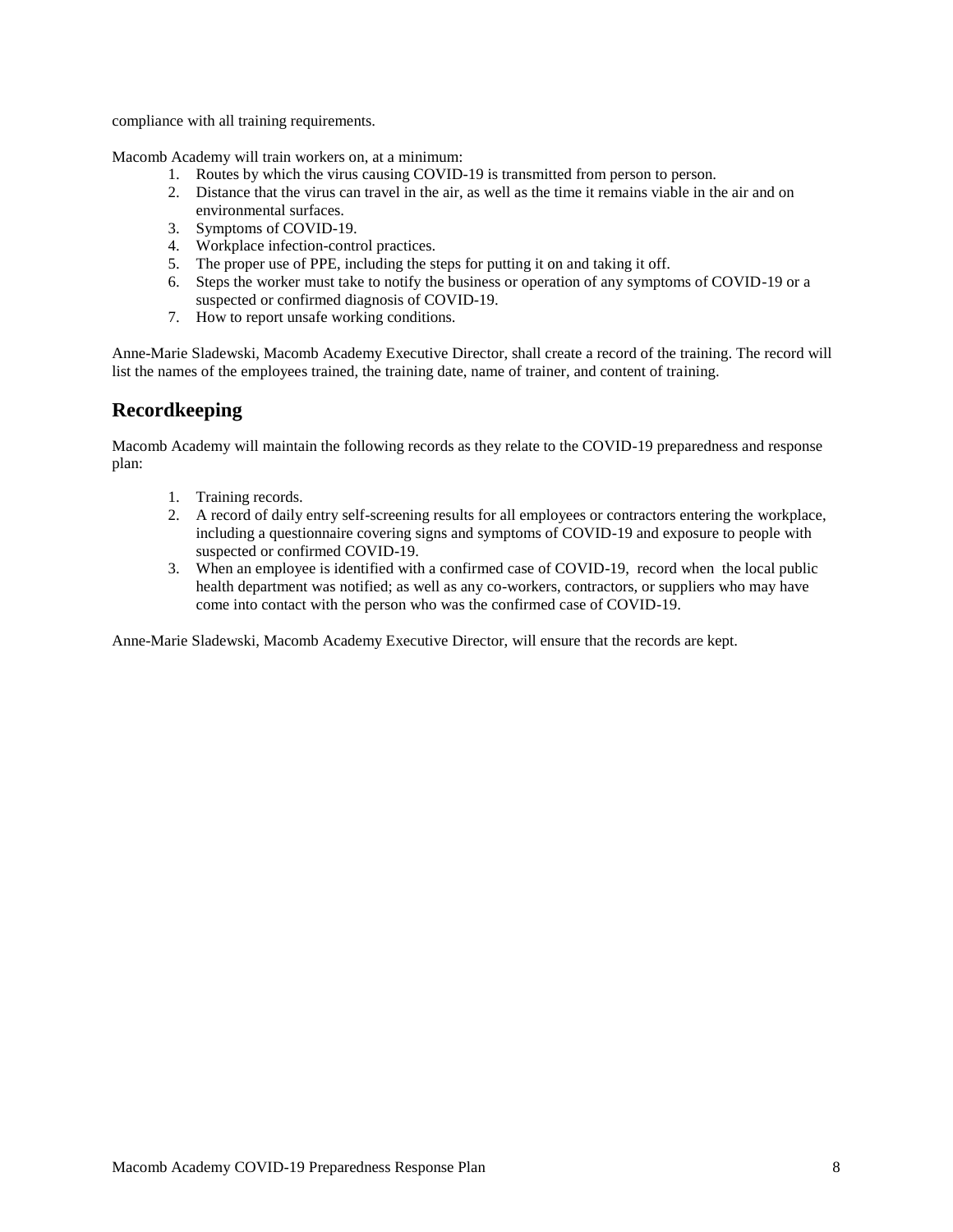compliance with all training requirements.

Macomb Academy will train workers on, at a minimum:

1. Routes by which the virus causing COVID-19 is transmitted from person to person.
2. Distance that the virus can travel in the air, as well as the time it remains viable in the air and on environmental surfaces.
3. Symptoms of COVID-19.
4. Workplace infection-control practices.
5. The proper use of PPE, including the steps for putting it on and taking it off.
6. Steps the worker must take to notify the business or operation of any symptoms of COVID-19 or a suspected or confirmed diagnosis of COVID-19.
7. How to report unsafe working conditions.

Anne-Marie Sladewski, Macomb Academy Executive Director, shall create a record of the training. The record will list the names of the employees trained, the training date, name of trainer, and content of training.

## Recordkeeping

Macomb Academy will maintain the following records as they relate to the COVID-19 preparedness and response plan:

1. Training records.
2. A record of daily entry self-screening results for all employees or contractors entering the workplace, including a questionnaire covering signs and symptoms of COVID-19 and exposure to people with suspected or confirmed COVID-19.
3. When an employee is identified with a confirmed case of COVID-19, record when the local public health department was notified; as well as any co-workers, contractors, or suppliers who may have come into contact with the person who was the confirmed case of COVID-19.

Anne-Marie Sladewski, Macomb Academy Executive Director, will ensure that the records are kept.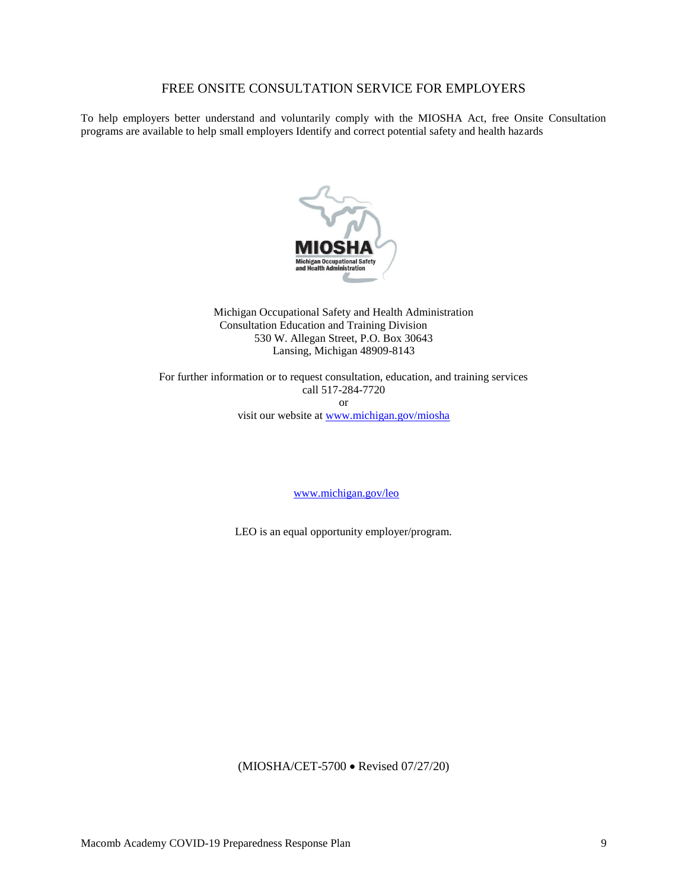## FREE ONSITE CONSULTATION SERVICE FOR EMPLOYERS

To help employers better understand and voluntarily comply with the MIOSHA Act, free Onsite Consultation programs are available to help small employers Identify and correct potential safety and health hazards

Michigan Occupational Safety and Health Administration
Consultation Education and Training Division
530 W. Allegan Street, P.O. Box 30643
Lansing, Michigan 48909-8143

For further information or to request consultation, education, and training services
call 517-284-7720
or
visit our website at www.michigan.gov/miosha

www.michigan.gov/leo

LEO is an equal opportunity employer/program.

(MIOSHA/CET-5700 • Revised 07/27/20)